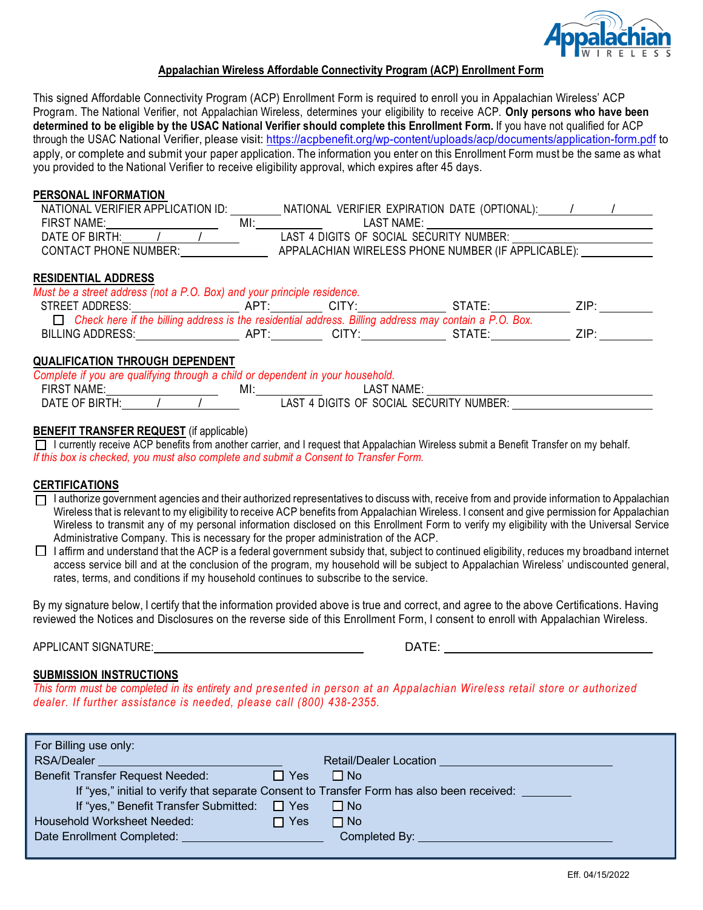# Appalachian Wireless Affordable Connectivity Program (ACP) Enrollment Form

This signed Affordable Connectivity Program (ACP) Enrollment Form is required to enroll you in Appalachian Wireless' ACP Program. The National Verifier, not Appalachian Wireless, determines your eligibility to receive ACP. **Only persons who have been determined to be eligible by the USAC National Verifier should complete this Enrollment Form.** If you have not qualified for ACP through the USAC National Verifier, please visit: https://acpbenefit.org/wp-content/uploads/acp/documents/application-form.pdf to apply, or complete and submit your paper application. The information you enter on this Enrollment Form must be the same as what you provided to the National Verifier to receive eligibility approval, which expires after 45 days.

## PERSONAL INFORMATION

NATIONAL VERIFIER APPLICATION ID: ________ NATIONAL VERIFIER EXPIRATION DATE (OPTIONAL): ____/____/____

FIRST NAME: ____________ MI: ________ LAST NAME: ____________

DATE OF BIRTH: ____/____/____ LAST 4 DIGITS OF SOCIAL SECURITY NUMBER: ____________

CONTACT PHONE NUMBER: ____________ APPALACHIAN WIRELESS PHONE NUMBER (IF APPLICABLE): ____________

## RESIDENTIAL ADDRESS

*Must be a street address (not a P.O. Box) and your principle residence.*

STREET ADDRESS: ____________ APT: ________ CITY: ____________ STATE: ____________ ZIP: ________

☐ *Check here if the billing address is the residential address. Billing address may contain a P.O. Box.*

BILLING ADDRESS: ____________ APT: ________ CITY: ____________ STATE: ____________ ZIP: ________

## QUALIFICATION THROUGH DEPENDENT

*Complete if you are qualifying through a child or dependent in your household.*

FIRST NAME: ____________ MI: ________ LAST NAME: ____________

DATE OF BIRTH: ____/____/____ LAST 4 DIGITS OF SOCIAL SECURITY NUMBER: ____________

## BENEFIT TRANSFER REQUEST (if applicable)

☐ I currently receive ACP benefits from another carrier, and I request that Appalachian Wireless submit a Benefit Transfer on my behalf.
*If this box is checked, you must also complete and submit a Consent to Transfer Form.*

## CERTIFICATIONS

☐ I authorize government agencies and their authorized representatives to discuss with, receive from and provide information to Appalachian Wireless that is relevant to my eligibility to receive ACP benefits from Appalachian Wireless. I consent and give permission for Appalachian Wireless to transmit any of my personal information disclosed on this Enrollment Form to verify my eligibility with the Universal Service Administrative Company. This is necessary for the proper administration of the ACP.

☐ I affirm and understand that the ACP is a federal government subsidy that, subject to continued eligibility, reduces my broadband internet access service bill and at the conclusion of the program, my household will be subject to Appalachian Wireless' undiscounted general, rates, terms, and conditions if my household continues to subscribe to the service.

By my signature below, I certify that the information provided above is true and correct, and agree to the above Certifications. Having reviewed the Notices and Disclosures on the reverse side of this Enrollment Form, I consent to enroll with Appalachian Wireless.

APPLICANT SIGNATURE: ________________________ DATE: ________________

## SUBMISSION INSTRUCTIONS

*This form must be completed in its entirety and presented in person at an Appalachian Wireless retail store or authorized dealer. If further assistance is needed, please call (800) 438-2355.*

---

For Billing use only:

RSA/Dealer ____________ Retail/Dealer Location ____________

Benefit Transfer Request Needed: ☐ Yes ☐ No

If "yes," initial to verify that separate Consent to Transfer Form has also been received: ________

If "yes," Benefit Transfer Submitted: ☐ Yes ☐ No

Household Worksheet Needed: ☐ Yes ☐ No

Date Enrollment Completed: ____________ Completed By: ____________

---

Eff. 04/15/2022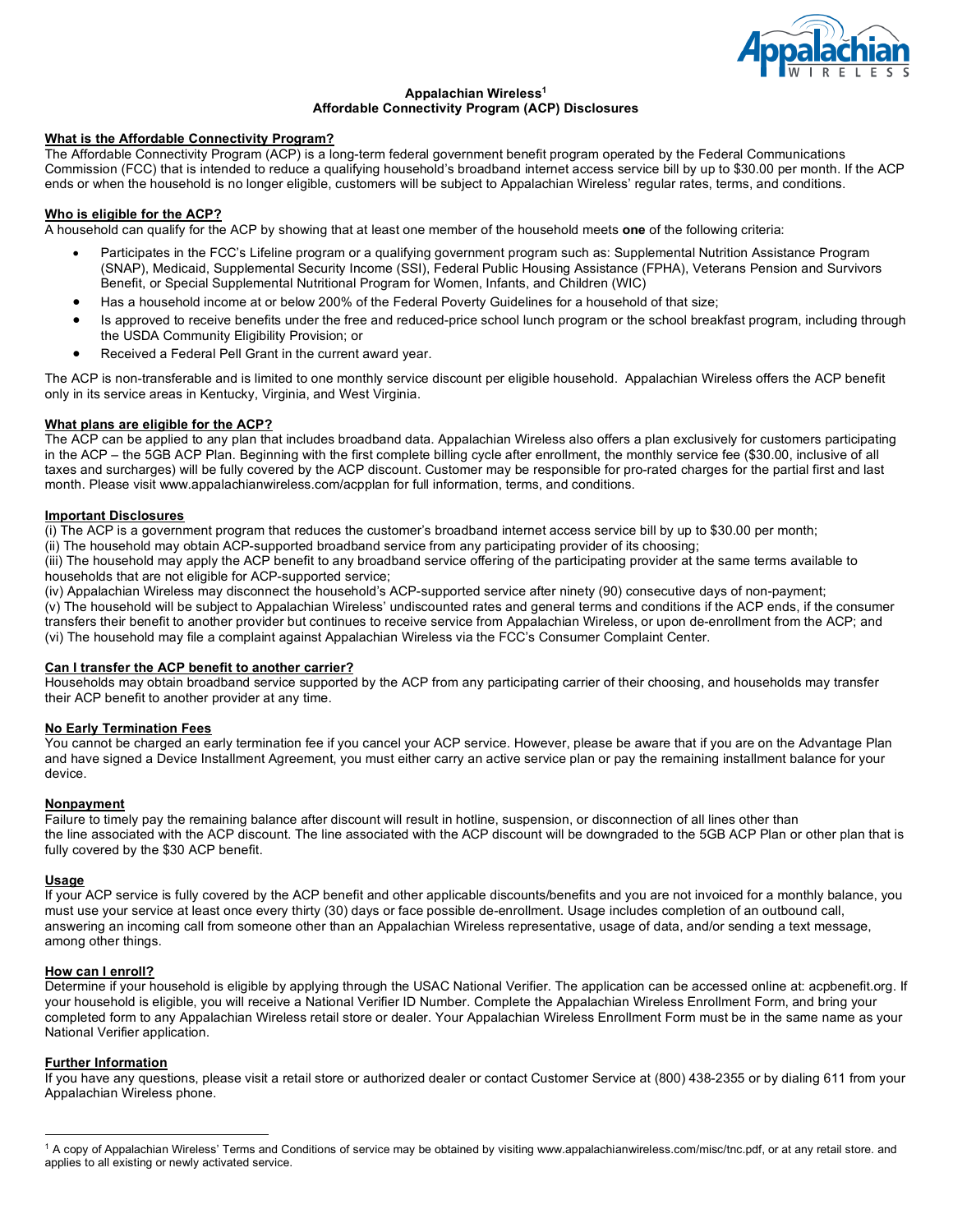**Appalachian Wireless**[1]
**Affordable Connectivity Program (ACP) Disclosures**

## What is the Affordable Connectivity Program?

The Affordable Connectivity Program (ACP) is a long-term federal government benefit program operated by the Federal Communications Commission (FCC) that is intended to reduce a qualifying household's broadband internet access service bill by up to $30.00 per month. If the ACP ends or when the household is no longer eligible, customers will be subject to Appalachian Wireless' regular rates, terms, and conditions.

## Who is eligible for the ACP?

A household can qualify for the ACP by showing that at least one member of the household meets **one** of the following criteria:

- Participates in the FCC's Lifeline program or a qualifying government program such as: Supplemental Nutrition Assistance Program (SNAP), Medicaid, Supplemental Security Income (SSI), Federal Public Housing Assistance (FPHA), Veterans Pension and Survivors Benefit, or Special Supplemental Nutritional Program for Women, Infants, and Children (WIC)
- Has a household income at or below 200% of the Federal Poverty Guidelines for a household of that size;
- Is approved to receive benefits under the free and reduced-price school lunch program or the school breakfast program, including through the USDA Community Eligibility Provision; or
- Received a Federal Pell Grant in the current award year.

The ACP is non-transferable and is limited to one monthly service discount per eligible household. Appalachian Wireless offers the ACP benefit only in its service areas in Kentucky, Virginia, and West Virginia.

## What plans are eligible for the ACP?

The ACP can be applied to any plan that includes broadband data. Appalachian Wireless also offers a plan exclusively for customers participating in the ACP – the 5GB ACP Plan. Beginning with the first complete billing cycle after enrollment, the monthly service fee ($30.00, inclusive of all taxes and surcharges) will be fully covered by the ACP discount. Customer may be responsible for pro-rated charges for the partial first and last month. Please visit www.appalachianwireless.com/acpplan for full information, terms, and conditions.

## Important Disclosures

(i) The ACP is a government program that reduces the customer's broadband internet access service bill by up to $30.00 per month;
(ii) The household may obtain ACP-supported broadband service from any participating provider of its choosing;
(iii) The household may apply the ACP benefit to any broadband service offering of the participating provider at the same terms available to households that are not eligible for ACP-supported service;
(iv) Appalachian Wireless may disconnect the household's ACP-supported service after ninety (90) consecutive days of non-payment;
(v) The household will be subject to Appalachian Wireless' undiscounted rates and general terms and conditions if the ACP ends, if the consumer transfers their benefit to another provider but continues to receive service from Appalachian Wireless, or upon de-enrollment from the ACP; and
(vi) The household may file a complaint against Appalachian Wireless via the FCC's Consumer Complaint Center.

## Can I transfer the ACP benefit to another carrier?

Households may obtain broadband service supported by the ACP from any participating carrier of their choosing, and households may transfer their ACP benefit to another provider at any time.

## No Early Termination Fees

You cannot be charged an early termination fee if you cancel your ACP service. However, please be aware that if you are on the Advantage Plan and have signed a Device Installment Agreement, you must either carry an active service plan or pay the remaining installment balance for your device.

## Nonpayment

Failure to timely pay the remaining balance after discount will result in hotline, suspension, or disconnection of all lines other than the line associated with the ACP discount. The line associated with the ACP discount will be downgraded to the 5GB ACP Plan or other plan that is fully covered by the $30 ACP benefit.

## Usage

If your ACP service is fully covered by the ACP benefit and other applicable discounts/benefits and you are not invoiced for a monthly balance, you must use your service at least once every thirty (30) days or face possible de-enrollment. Usage includes completion of an outbound call, answering an incoming call from someone other than an Appalachian Wireless representative, usage of data, and/or sending a text message, among other things.

## How can I enroll?

Determine if your household is eligible by applying through the USAC National Verifier. The application can be accessed online at: acpbenefit.org. If your household is eligible, you will receive a National Verifier ID Number. Complete the Appalachian Wireless Enrollment Form, and bring your completed form to any Appalachian Wireless retail store or dealer. Your Appalachian Wireless Enrollment Form must be in the same name as your National Verifier application.

## Further Information

If you have any questions, please visit a retail store or authorized dealer or contact Customer Service at (800) 438-2355 or by dialing 611 from your Appalachian Wireless phone.

---

[1] A copy of Appalachian Wireless' Terms and Conditions of service may be obtained by visiting www.appalachianwireless.com/misc/tnc.pdf, or at any retail store. and applies to all existing or newly activated service.